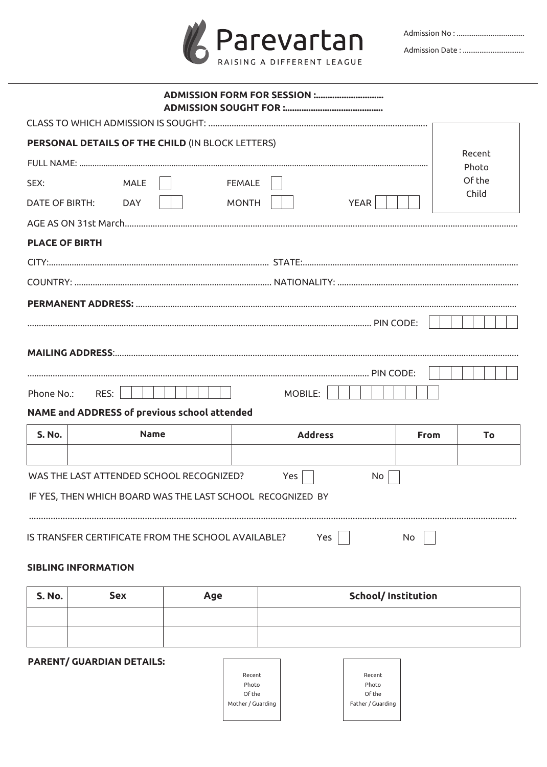# Parevartan

RAISING A DIFFERENT LEAGUE

Admission No : ...................................

Admission Date : ................................

**ADMISSION FORM FOR SESSION :.............................**
**ADMISSION SOUGHT FOR :..........................................**

CLASS TO WHICH ADMISSION IS SOUGHT: ..............................................................................................

Recent Photo Of the Child

**PERSONAL DETAILS OF THE CHILD** (IN BLOCK LETTERS)

FULL NAME: .............................................................................................................................................

SEX: MALE ☐ FEMALE ☐

DATE OF BIRTH: DAY ☐☐ MONTH ☐☐ YEAR ☐☐☐☐

AGE AS ON 31st March.......................................................................................................................................

**PLACE OF BIRTH**

CITY:................................................................................................ STATE:..............................................................................................

COUNTRY: ..................................................................................... NATIONALITY: ..............................................................................

**PERMANENT ADDRESS:** ..................................................................................................................................................

.................................................................................................................................................. PIN CODE: ☐☐☐☐☐☐☐☐

**MAILING ADDRESS**:.............................................................................................................................................................

.................................................................................................................................................. PIN CODE: ☐☐☐☐☐☐☐☐

Phone No.: RES: ☐☐☐☐☐☐☐☐☐☐ MOBILE: ☐☐☐☐☐☐☐☐☐☐

**NAME and ADDRESS of previous school attended**

| S. No. | Name | Address | From | To |
|---|---|---|---|---|
| | | | | |

WAS THE LAST ATTENDED SCHOOL RECOGNIZED? Yes ☐ No ☐

IF YES, THEN WHICH BOARD WAS THE LAST SCHOOL RECOGNIZED BY

.....................................................................................................................................................................................

IS TRANSFER CERTIFICATE FROM THE SCHOOL AVAILABLE? Yes ☐ No ☐

**SIBLING INFORMATION**

| S. No. | Sex | Age | School/ Institution |
|---|---|---|---|
| | | | |
| | | | |

**PARENT/ GUARDIAN DETAILS:**

Recent Photo Of the Mother / Guarding

Recent Photo Of the Father / Guarding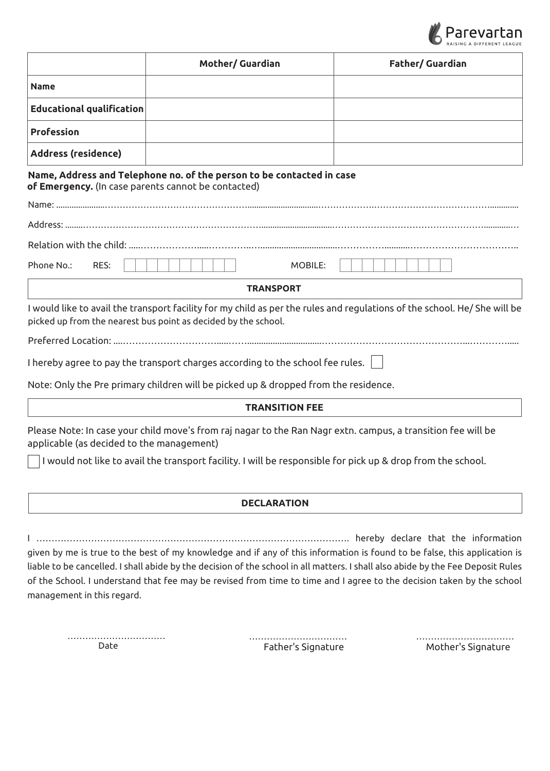Parevartan
RAISING A DIFFERENT LEAGUE

| | Mother/ Guardian | Father/ Guardian |
|---|---|---|
| **Name** | | |
| **Educational qualification** | | |
| **Profession** | | |
| **Address (residence)** | | |

**Name, Address and Telephone no. of the person to be contacted in case of Emergency.** (In case parents cannot be contacted)

Name: ..........................................................................................................................................................

Address: ......................................................................................................................................................

Relation with the child: ..................................................................................................................................

Phone No.: RES: ☐☐☐☐☐☐☐☐☐☐ MOBILE: ☐☐☐☐☐☐☐☐☐☐

## TRANSPORT

I would like to avail the transport facility for my child as per the rules and regulations of the school. He/ She will be picked up from the nearest bus point as decided by the school.

Preferred Location: ........................................................................................................................................

I hereby agree to pay the transport charges according to the school fee rules. ☐

Note: Only the Pre primary children will be picked up & dropped from the residence.

## TRANSITION FEE

Please Note: In case your child move's from raj nagar to the Ran Nagr extn. campus, a transition fee will be applicable (as decided to the management)

☐ I would not like to avail the transport facility. I will be responsible for pick up & drop from the school.

## DECLARATION

I ................................................................................................ hereby declare that the information given by me is true to the best of my knowledge and if any of this information is found to be false, this application is liable to be cancelled. I shall abide by the decision of the school in all matters. I shall also abide by the Fee Deposit Rules of the School. I understand that fee may be revised from time to time and I agree to the decision taken by the school management in this regard.

................................ Date

................................ Father's Signature

................................ Mother's Signature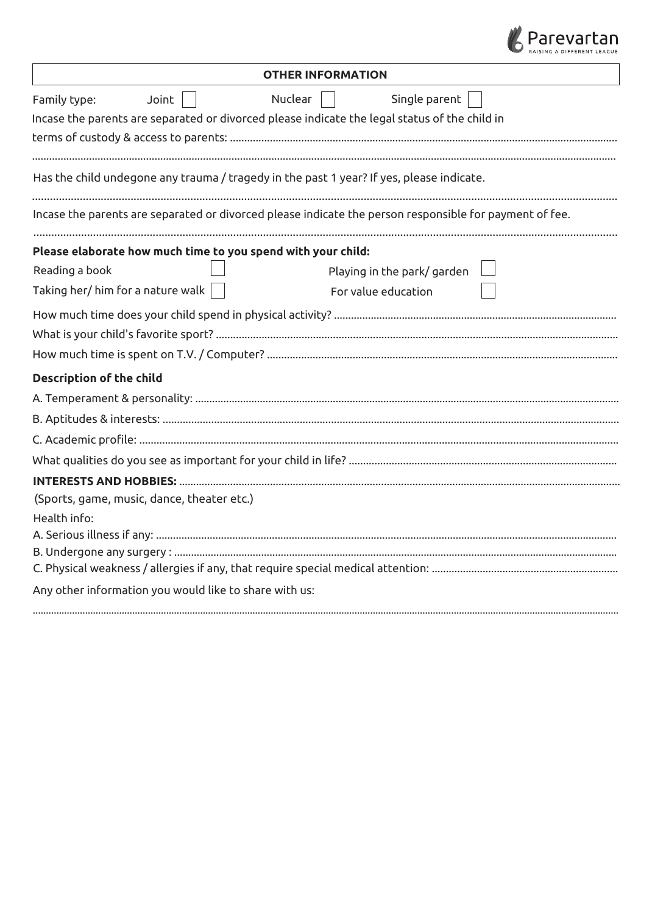## OTHER INFORMATION

Family type: Joint ☐ Nuclear ☐ Single parent ☐

Incase the parents are separated or divorced please indicate the legal status of the child in terms of custody & access to parents: ..............................................................................................................................

..............................................................................................................................

Has the child undegone any trauma / tragedy in the past 1 year? If yes, please indicate.

..............................................................................................................................

Incase the parents are separated or divorced please indicate the person responsible for payment of fee.

..............................................................................................................................

**Please elaborate how much time to you spend with your child:**

Reading a book ☐ Playing in the park/ garden ☐

Taking her/ him for a nature walk ☐ For value education ☐

How much time does your child spend in physical activity? ..............................................................................................................................

What is your child's favorite sport? ..............................................................................................................................

How much time is spent on T.V. / Computer? ..............................................................................................................................

**Description of the child**

A. Temperament & personality: ..............................................................................................................................

B. Aptitudes & interests: ..............................................................................................................................

C. Academic profile: ..............................................................................................................................

What qualities do you see as important for your child in life? ..............................................................................................................................

**INTERESTS AND HOBBIES:** ..............................................................................................................................

(Sports, game, music, dance, theater etc.)

Health info:

A. Serious illness if any: ..............................................................................................................................

B. Undergone any surgery : ..............................................................................................................................

C. Physical weakness / allergies if any, that require special medical attention: ..............................................................................................................................

Any other information you would like to share with us:

..............................................................................................................................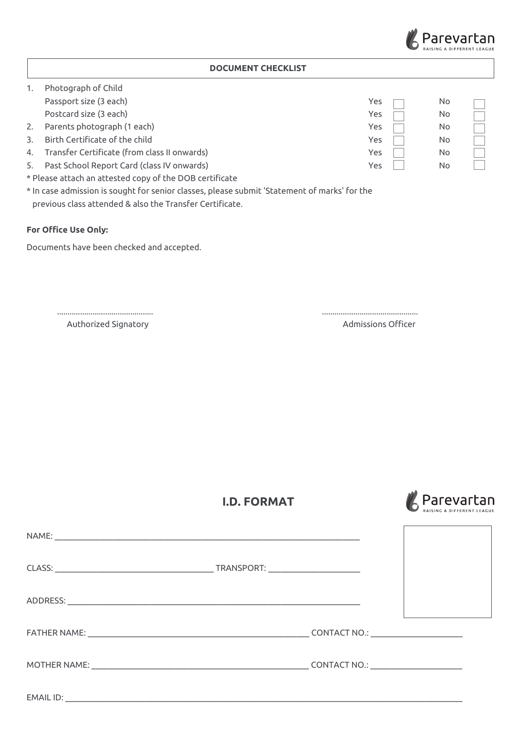Parevartan
RAISING A DIFFERENT LEAGUE

## DOCUMENT CHECKLIST

| | | | | | |
|---|---|---|---|---|---|
| 1. | Photograph of Child | | | | |
| | Passport size (3 each) | Yes | ☐ | No | ☐ |
| | Postcard size (3 each) | Yes | ☐ | No | ☐ |
| 2. | Parents photograph (1 each) | Yes | ☐ | No | ☐ |
| 3. | Birth Certificate of the child | Yes | ☐ | No | ☐ |
| 4. | Transfer Certificate (from class II onwards) | Yes | ☐ | No | ☐ |
| 5. | Past School Report Card (class IV onwards) | Yes | ☐ | No | ☐ |

* Please attach an attested copy of the DOB certificate
* In case admission is sought for senior classes, please submit 'Statement of marks' for the previous class attended & also the Transfer Certificate.

**For Office Use Only:**

Documents have been checked and accepted.

..............................................  ..............................................

Authorized Signatory  Admissions Officer

## I.D. FORMAT

Parevartan
RAISING A DIFFERENT LEAGUE

NAME: ______________________________________________

CLASS: __________________________ TRANSPORT: _______________

ADDRESS: ______________________________________________

FATHER NAME: ____________________________________ CONTACT NO.: _______________

MOTHER NAME: ____________________________________ CONTACT NO.: _______________

EMAIL ID: ______________________________________________